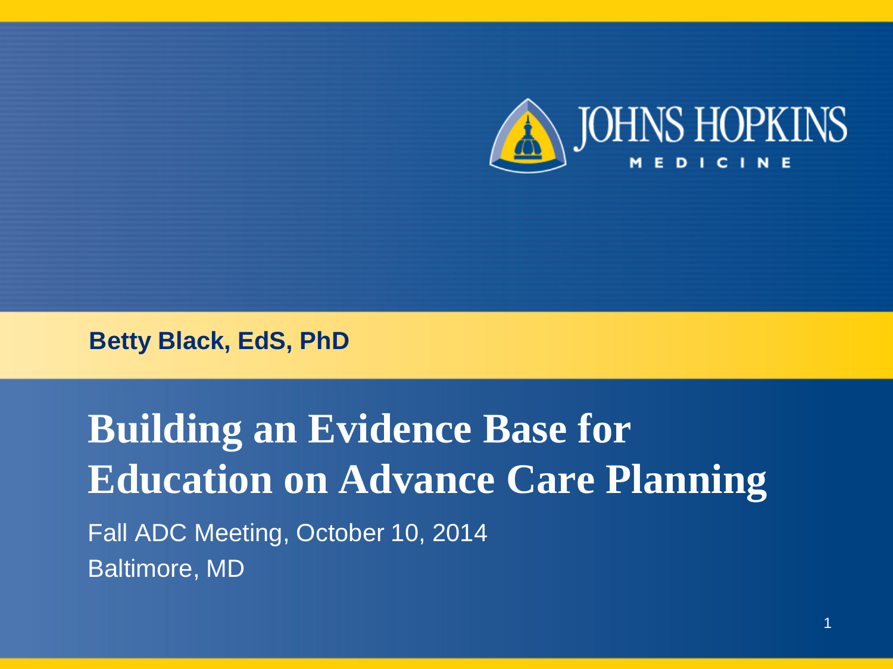JOHNS HOPKINS MEDICINE

**Betty Black, EdS, PhD**

# Building an Evidence Base for Education on Advance Care Planning

Fall ADC Meeting, October 10, 2014

Baltimore, MD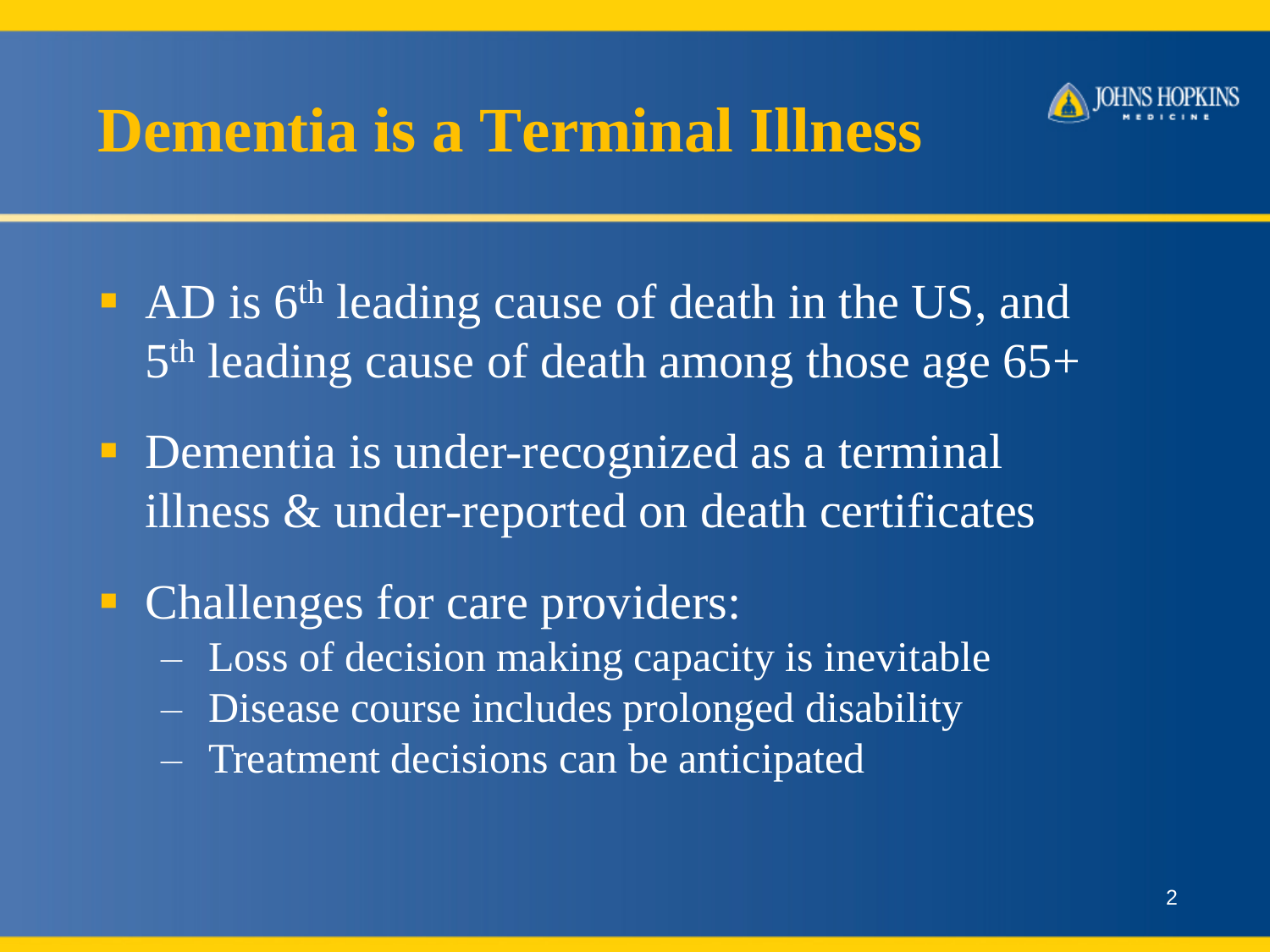# Dementia is a Terminal Illness

- AD is 6th leading cause of death in the US, and 5th leading cause of death among those age 65+
- Dementia is under-recognized as a terminal illness & under-reported on death certificates
- Challenges for care providers:
  - Loss of decision making capacity is inevitable
  - Disease course includes prolonged disability
  - Treatment decisions can be anticipated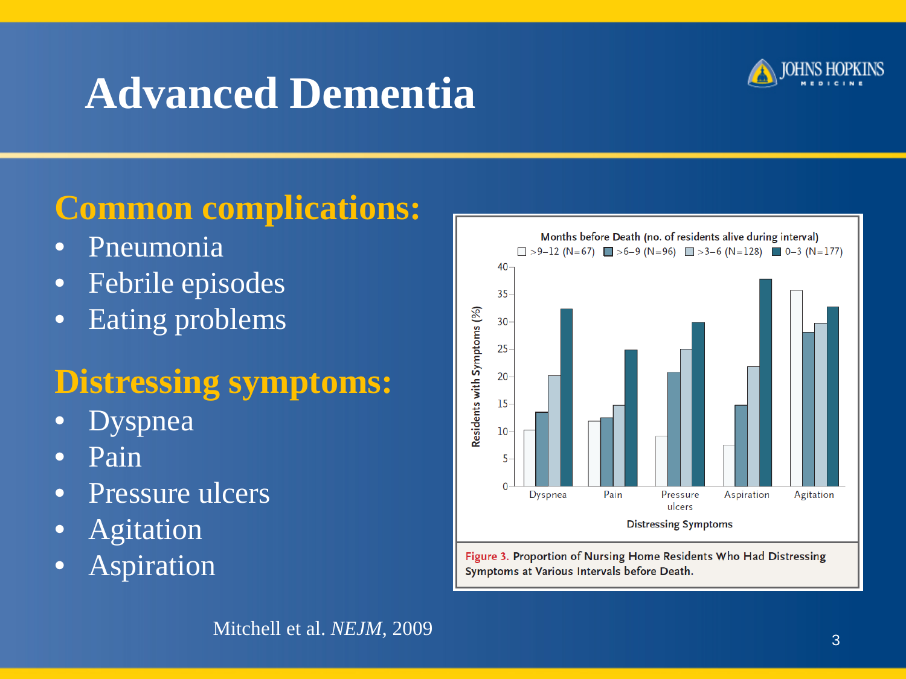# Advanced Dementia

## Common complications:

- Pneumonia
- Febrile episodes
- Eating problems

## Distressing symptoms:

- Dyspnea
- Pain
- Pressure ulcers
- Agitation
- Aspiration

Months before Death (no. of residents alive during interval)

>9–12 (N=67) | >6–9 (N=96) | >3–6 (N=128) | 0–3 (N=177)

Residents with Symptoms (%)

Distressing Symptoms: Dyspnea, Pain, Pressure ulcers, Aspiration, Agitation

Figure 3. Proportion of Nursing Home Residents Who Had Distressing Symptoms at Various Intervals before Death.

Mitchell et al. *NEJM*, 2009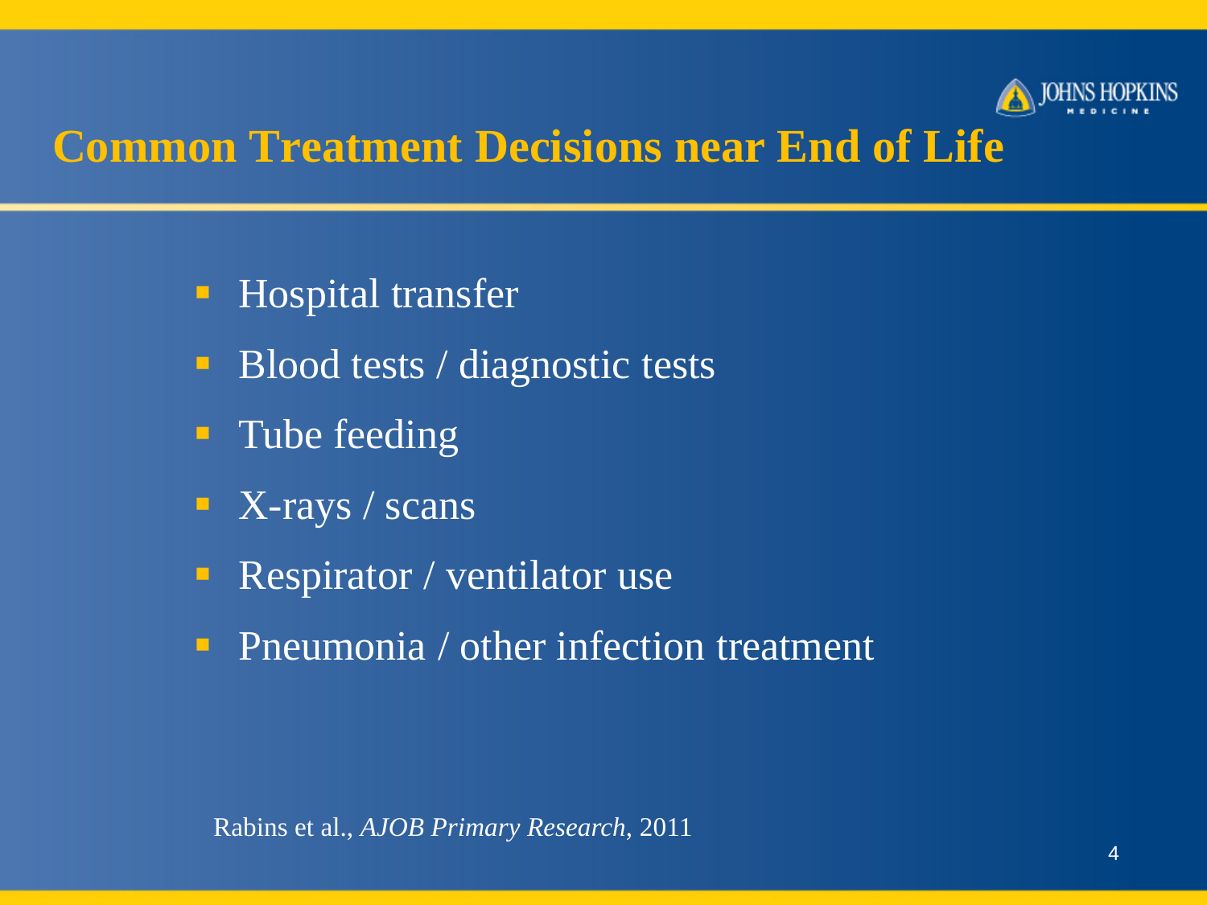# Common Treatment Decisions near End of Life

- Hospital transfer
- Blood tests / diagnostic tests
- Tube feeding
- X-rays / scans
- Respirator / ventilator use
- Pneumonia / other infection treatment

Rabins et al., *AJOB Primary Research*, 2011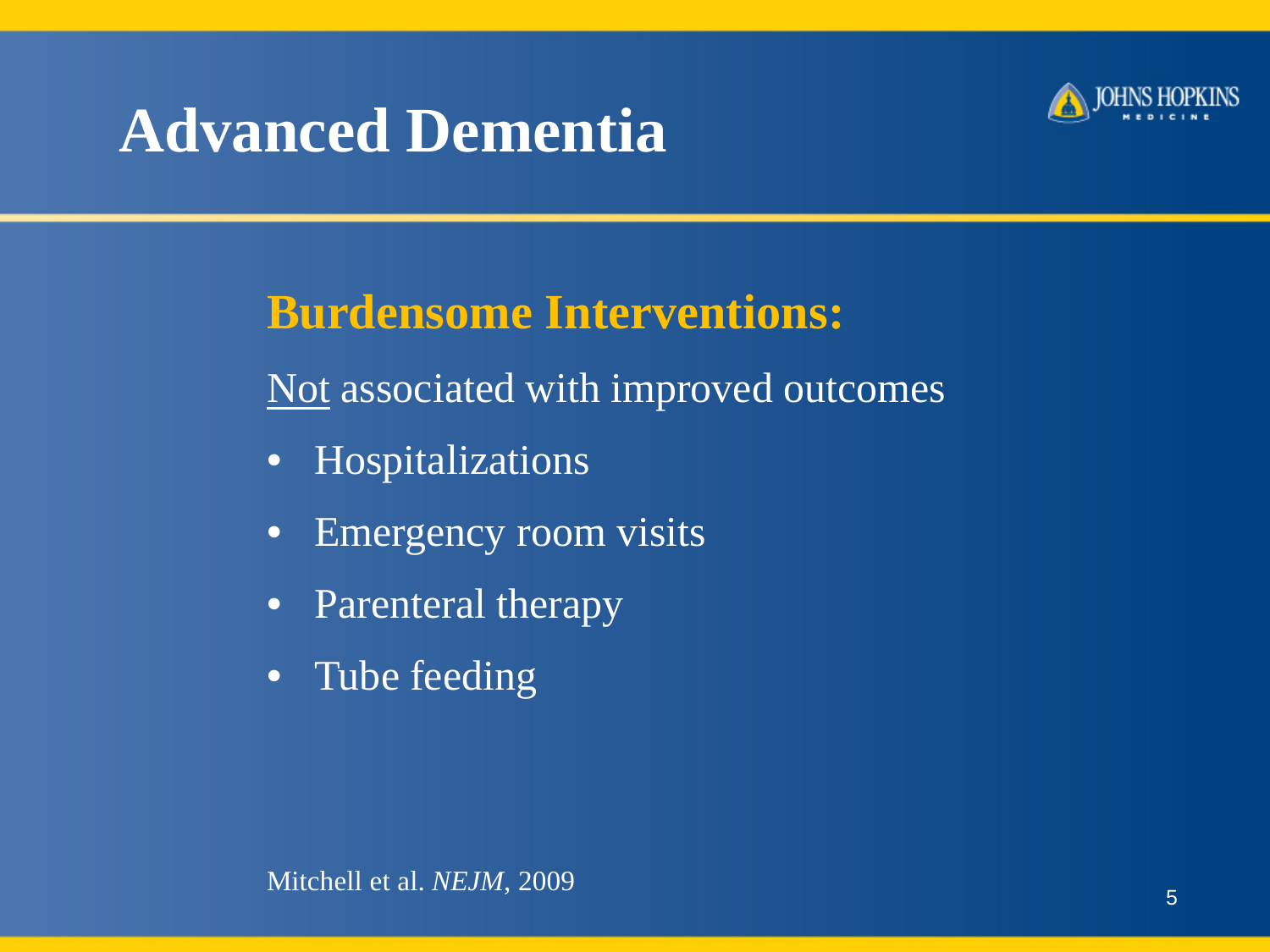# Advanced Dementia

**Burdensome Interventions:**

<u>Not</u> associated with improved outcomes

- Hospitalizations
- Emergency room visits
- Parenteral therapy
- Tube feeding

Mitchell et al. *NEJM*, 2009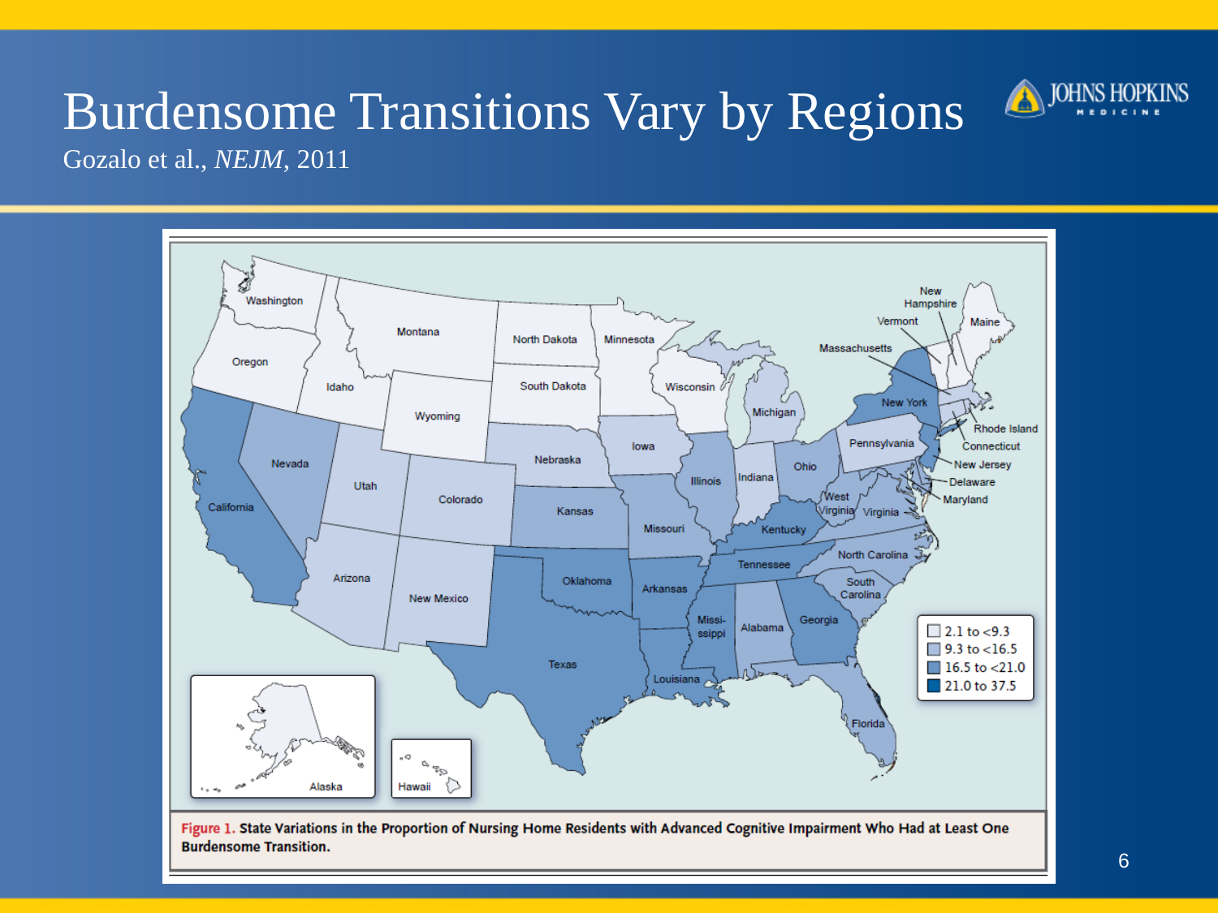# Burdensome Transitions Vary by Regions

Gozalo et al., *NEJM*, 2011

**Figure 1. State Variations in the Proportion of Nursing Home Residents with Advanced Cognitive Impairment Who Had at Least One Burdensome Transition.**

- 2.1 to <9.3
- 9.3 to <16.5
- 16.5 to <21.0
- 21.0 to 37.5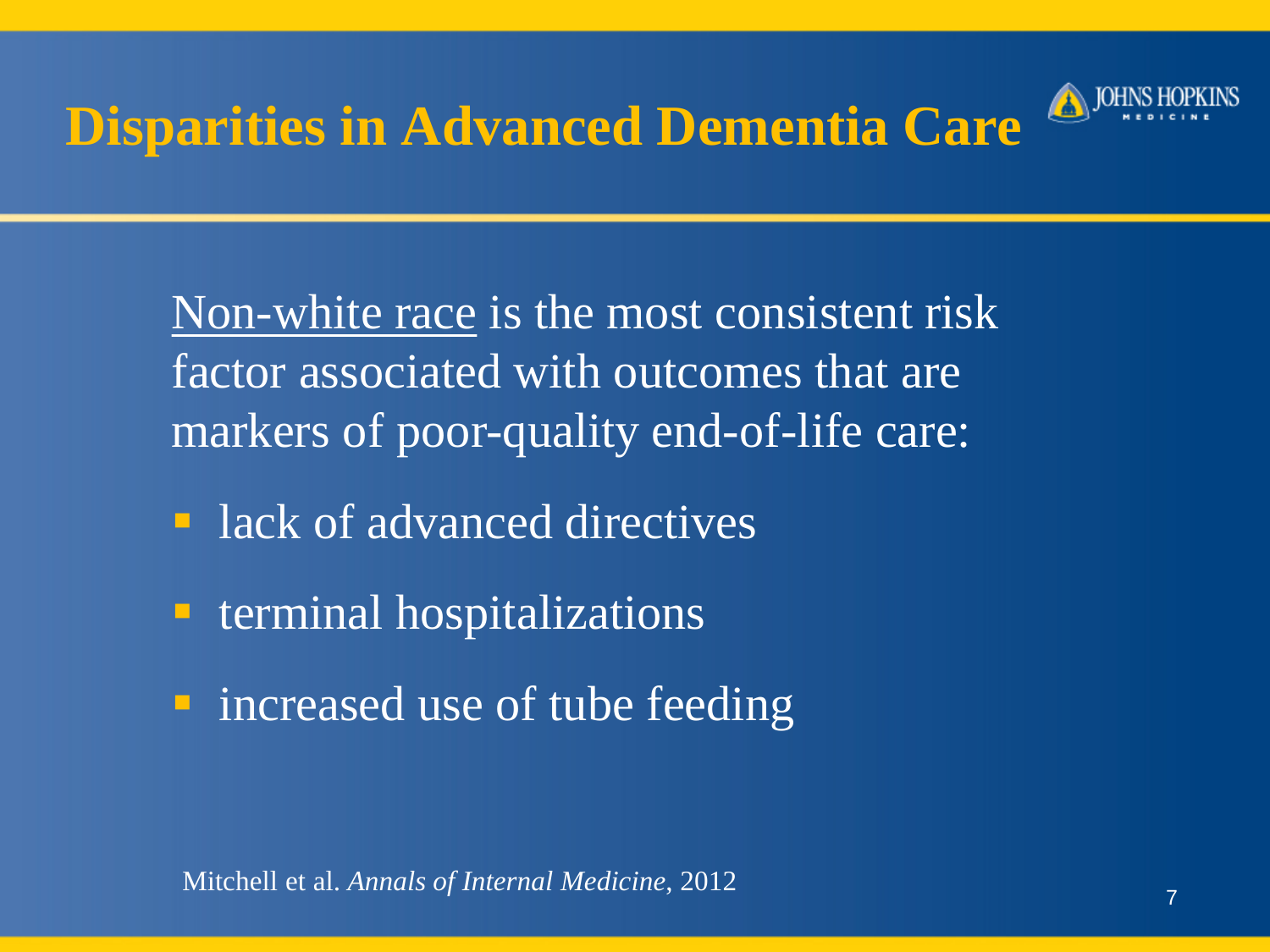# Disparities in Advanced Dementia Care

Non-white race is the most consistent risk factor associated with outcomes that are markers of poor-quality end-of-life care:

- lack of advanced directives
- terminal hospitalizations
- increased use of tube feeding

Mitchell et al. *Annals of Internal Medicine*, 2012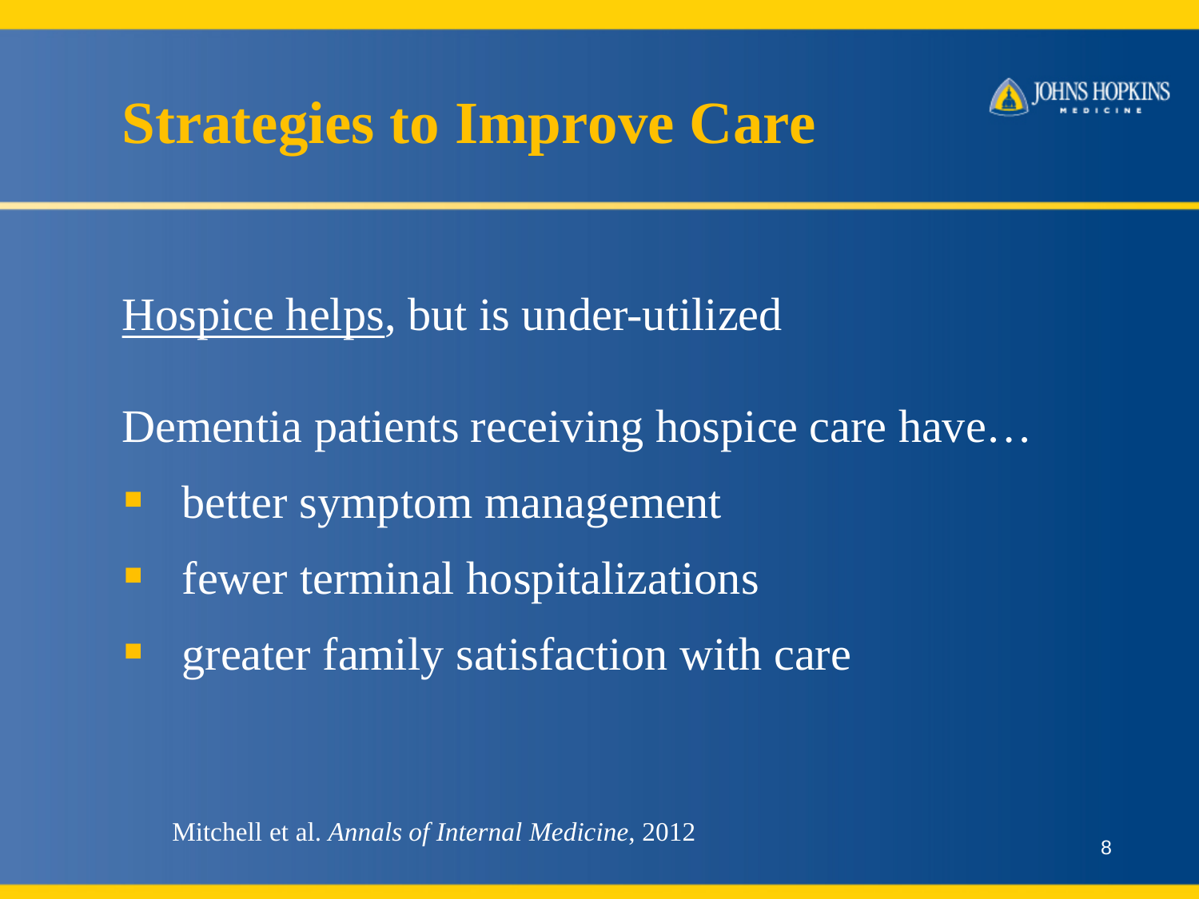# Strategies to Improve Care

Hospice helps, but is under-utilized

Dementia patients receiving hospice care have…

- better symptom management
- fewer terminal hospitalizations
- greater family satisfaction with care

Mitchell et al. *Annals of Internal Medicine*, 2012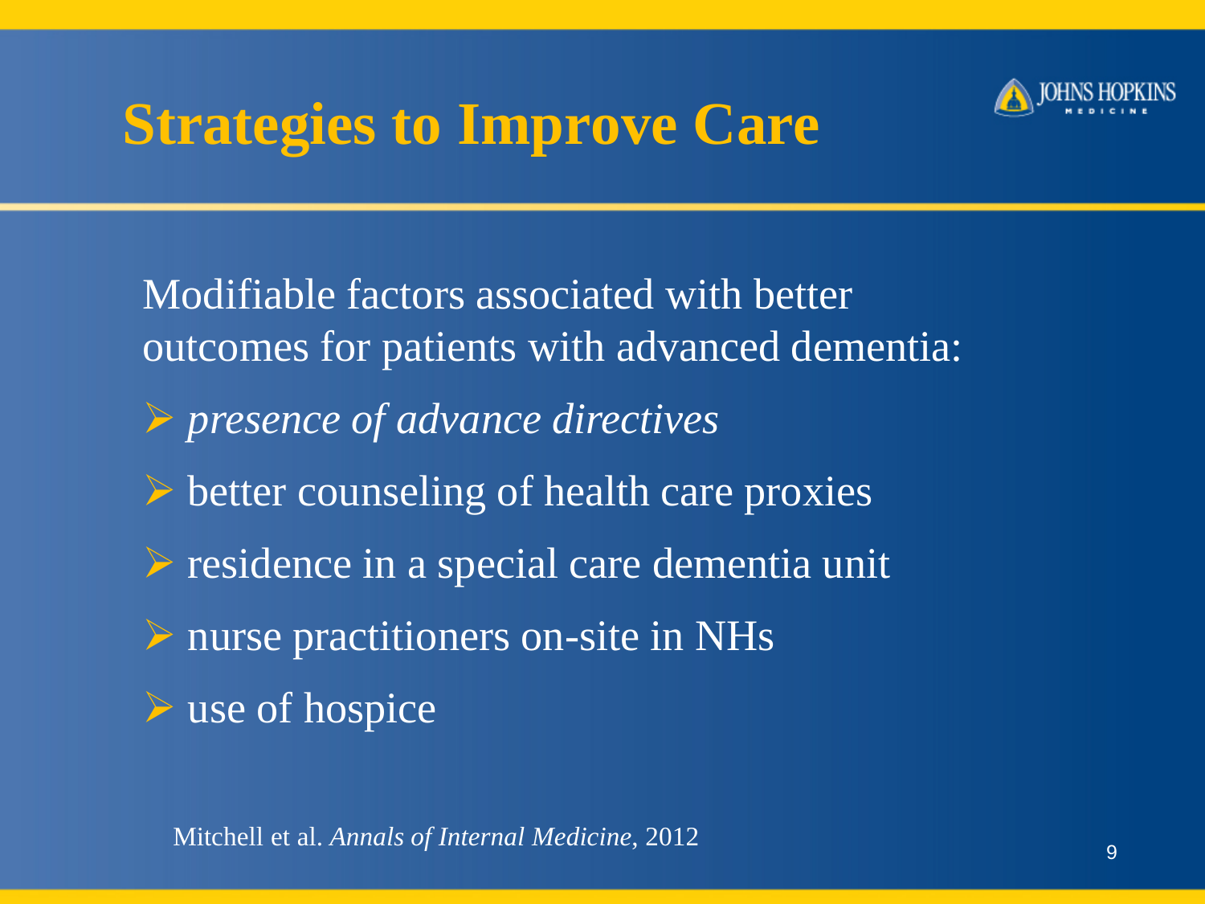# Strategies to Improve Care

Modifiable factors associated with better outcomes for patients with advanced dementia:

- *presence of advance directives*
- better counseling of health care proxies
- residence in a special care dementia unit
- nurse practitioners on-site in NHs
- use of hospice

Mitchell et al. *Annals of Internal Medicine*, 2012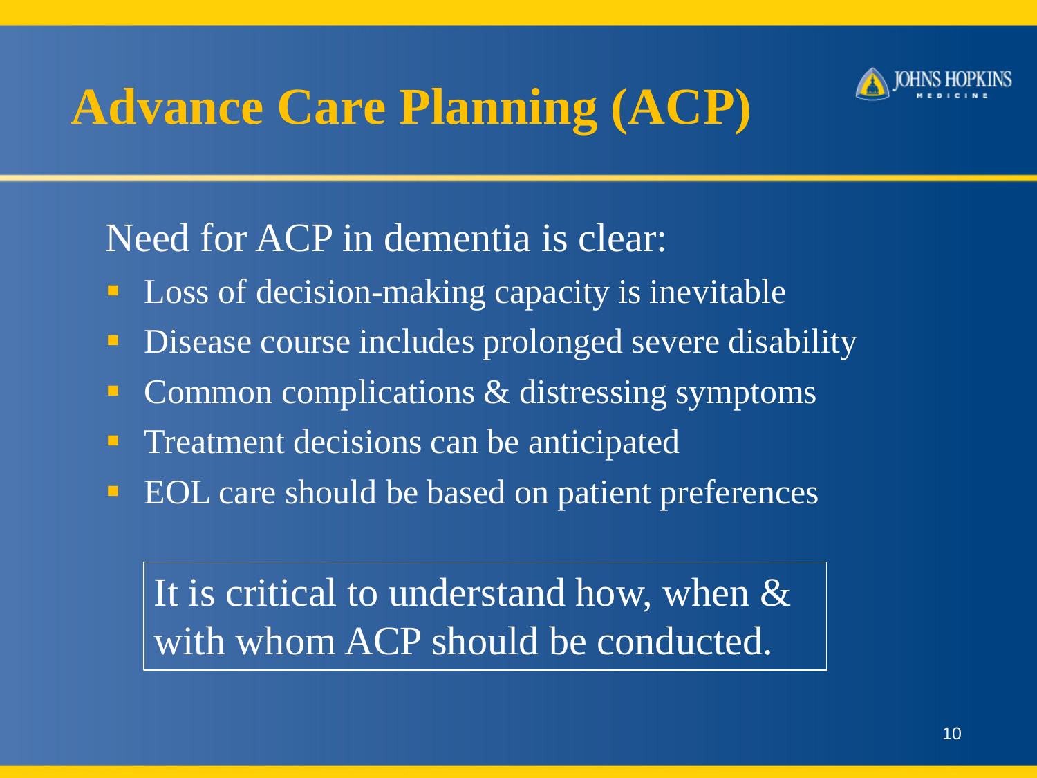# Advance Care Planning (ACP)

Need for ACP in dementia is clear:

- Loss of decision-making capacity is inevitable
- Disease course includes prolonged severe disability
- Common complications & distressing symptoms
- Treatment decisions can be anticipated
- EOL care should be based on patient preferences

It is critical to understand how, when & with whom ACP should be conducted.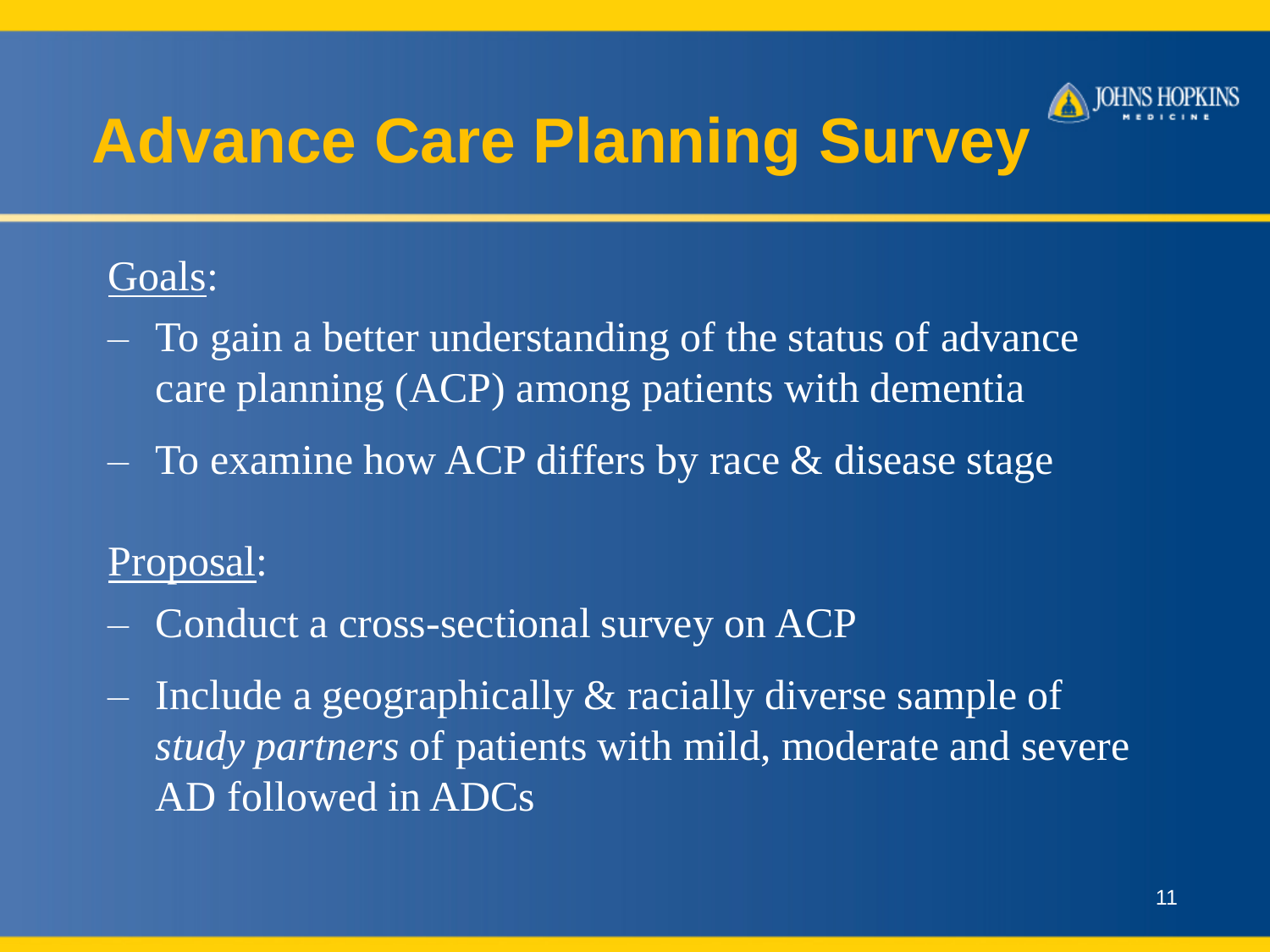# Advance Care Planning Survey

Goals:

- To gain a better understanding of the status of advance care planning (ACP) among patients with dementia
- To examine how ACP differs by race & disease stage

Proposal:

- Conduct a cross-sectional survey on ACP
- Include a geographically & racially diverse sample of *study partners* of patients with mild, moderate and severe AD followed in ADCs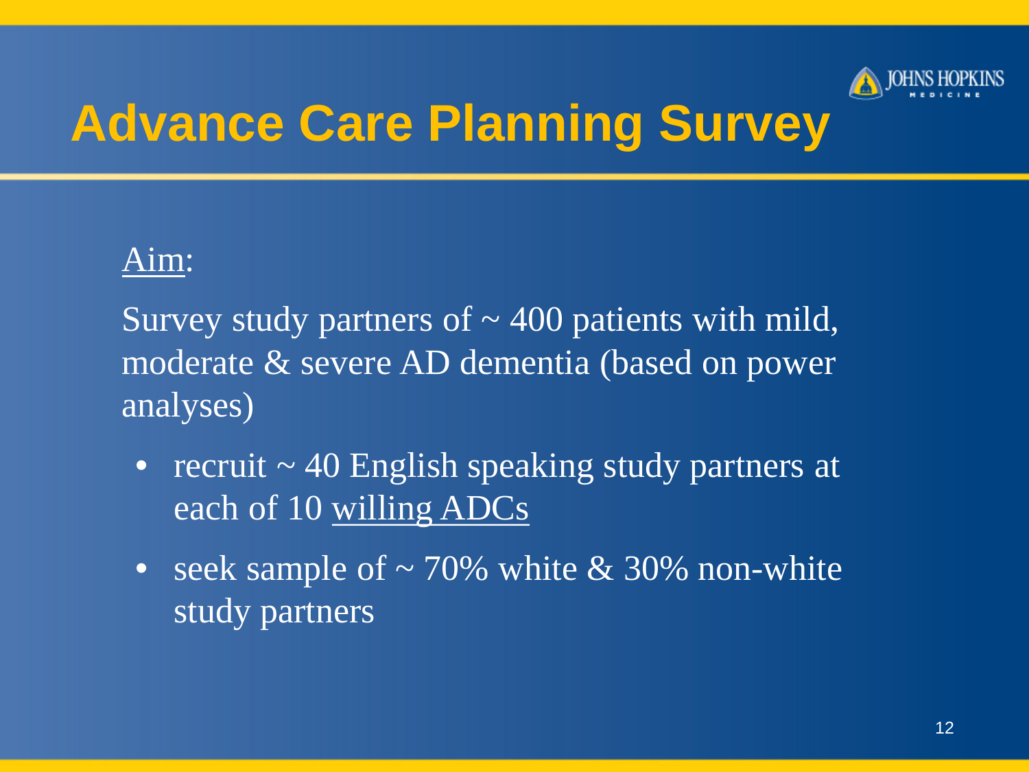# Advance Care Planning Survey

Aim:

Survey study partners of ~ 400 patients with mild, moderate & severe AD dementia (based on power analyses)

- recruit ~ 40 English speaking study partners at each of 10 willing ADCs
- seek sample of ~ 70% white & 30% non-white study partners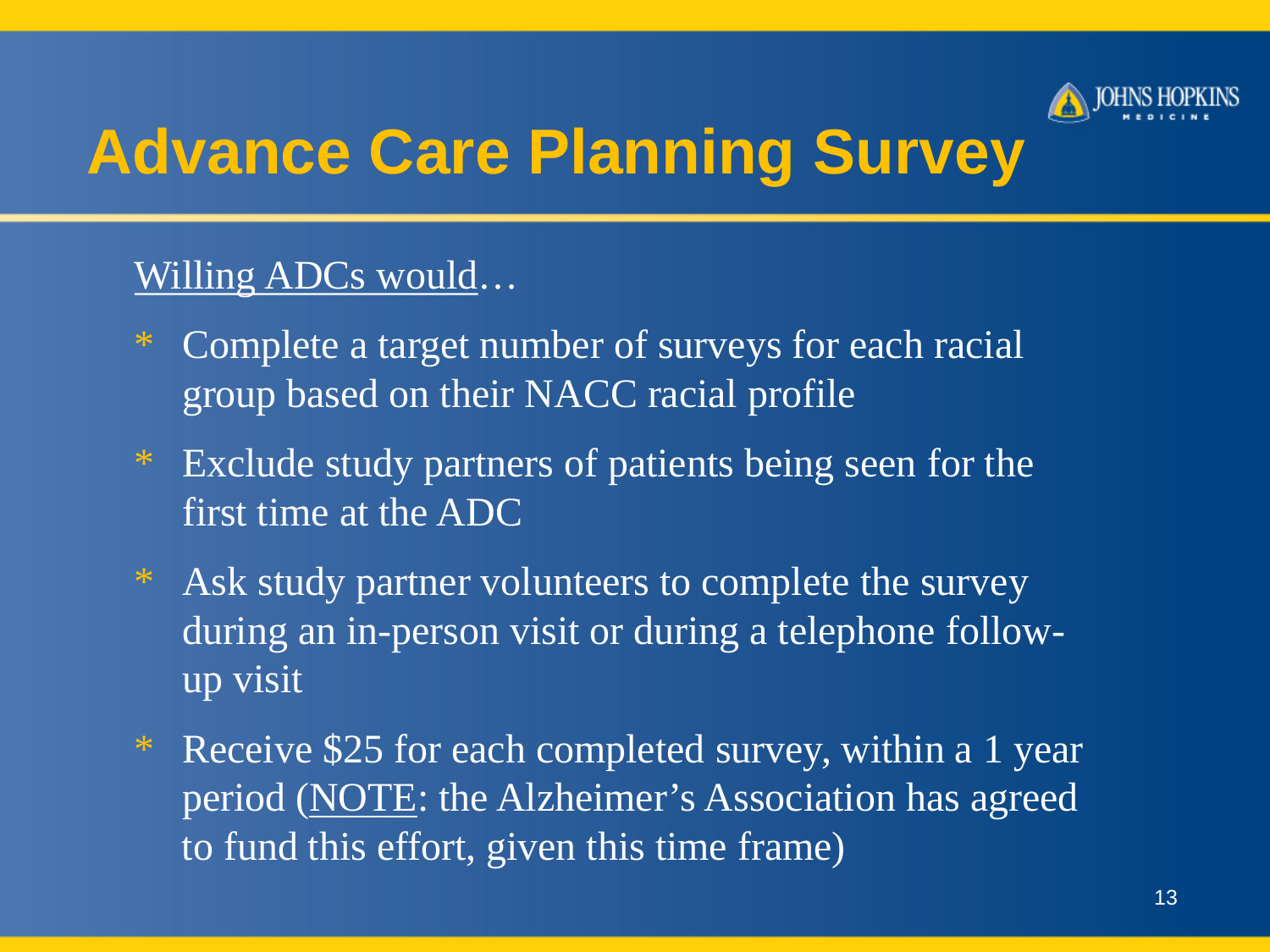# Advance Care Planning Survey

Willing ADCs would…

* Complete a target number of surveys for each racial group based on their NACC racial profile
* Exclude study partners of patients being seen for the first time at the ADC
* Ask study partner volunteers to complete the survey during an in-person visit or during a telephone follow-up visit
* Receive $25 for each completed survey, within a 1 year period (NOTE: the Alzheimer's Association has agreed to fund this effort, given this time frame)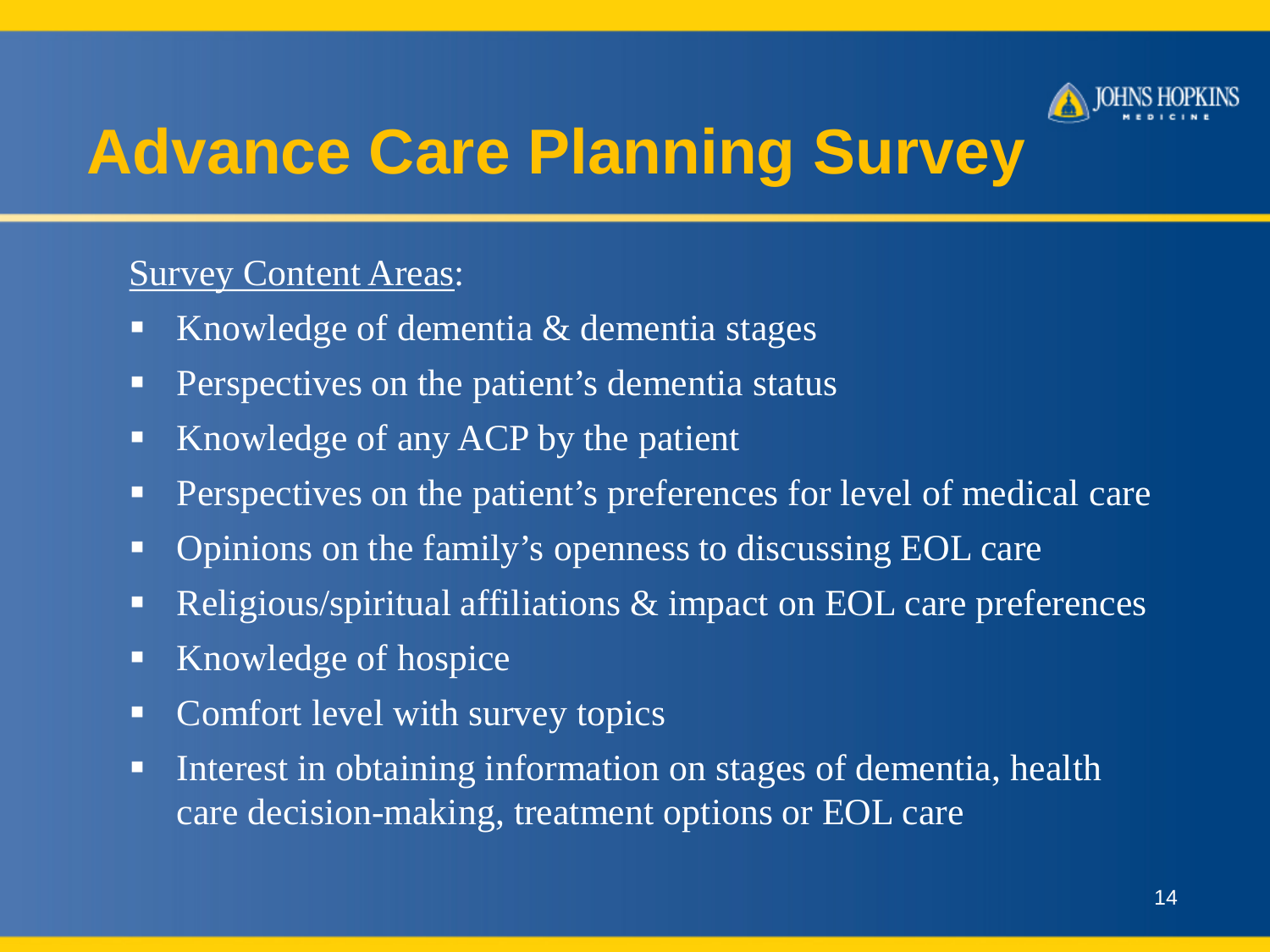# Advance Care Planning Survey

Survey Content Areas:

- Knowledge of dementia & dementia stages
- Perspectives on the patient's dementia status
- Knowledge of any ACP by the patient
- Perspectives on the patient's preferences for level of medical care
- Opinions on the family's openness to discussing EOL care
- Religious/spiritual affiliations & impact on EOL care preferences
- Knowledge of hospice
- Comfort level with survey topics
- Interest in obtaining information on stages of dementia, health care decision-making, treatment options or EOL care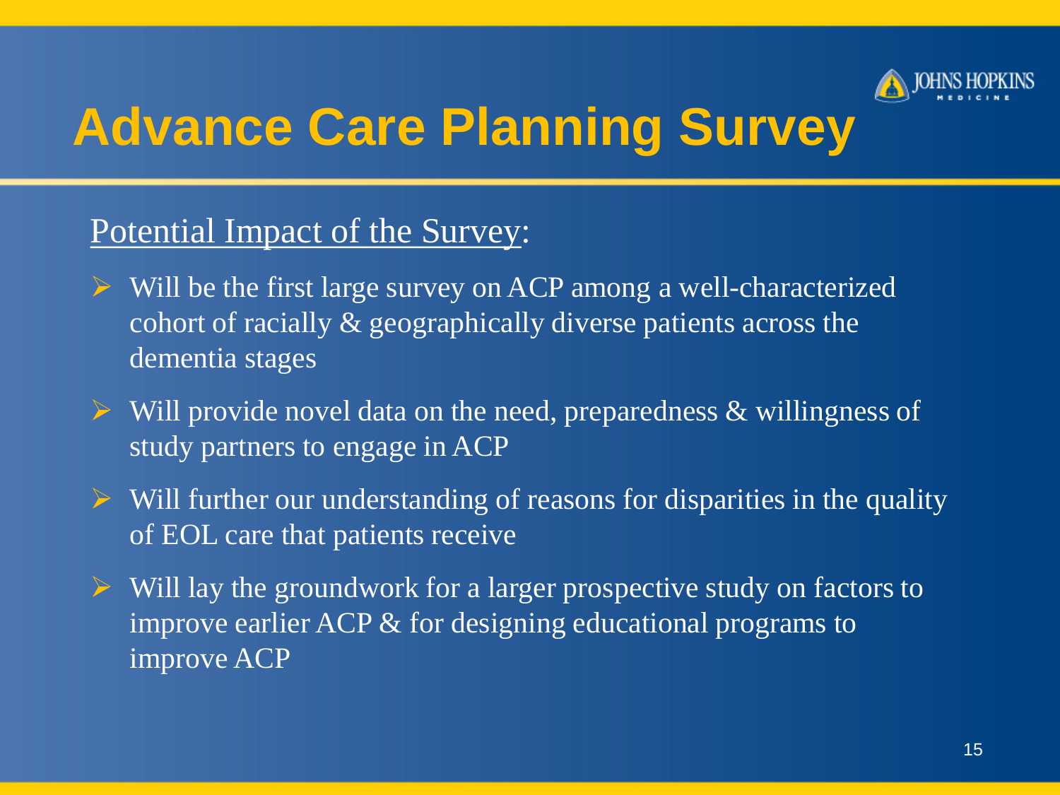# Advance Care Planning Survey

Potential Impact of the Survey:

- Will be the first large survey on ACP among a well-characterized cohort of racially & geographically diverse patients across the dementia stages
- Will provide novel data on the need, preparedness & willingness of study partners to engage in ACP
- Will further our understanding of reasons for disparities in the quality of EOL care that patients receive
- Will lay the groundwork for a larger prospective study on factors to improve earlier ACP & for designing educational programs to improve ACP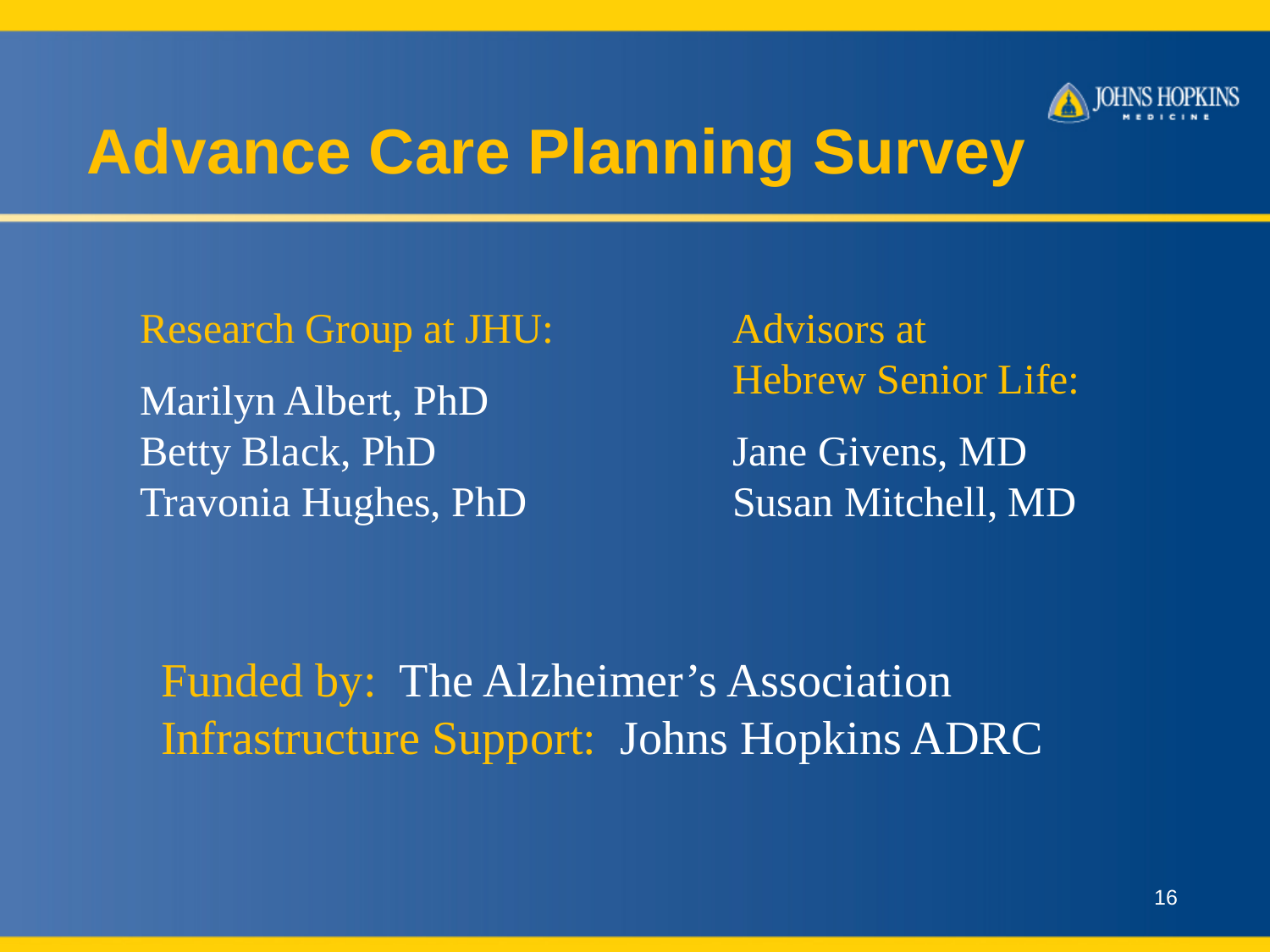# Advance Care Planning Survey

Research Group at JHU:

Marilyn Albert, PhD
Betty Black, PhD
Travonia Hughes, PhD

Advisors at Hebrew Senior Life:

Jane Givens, MD
Susan Mitchell, MD

Funded by: The Alzheimer's Association
Infrastructure Support: Johns Hopkins ADRC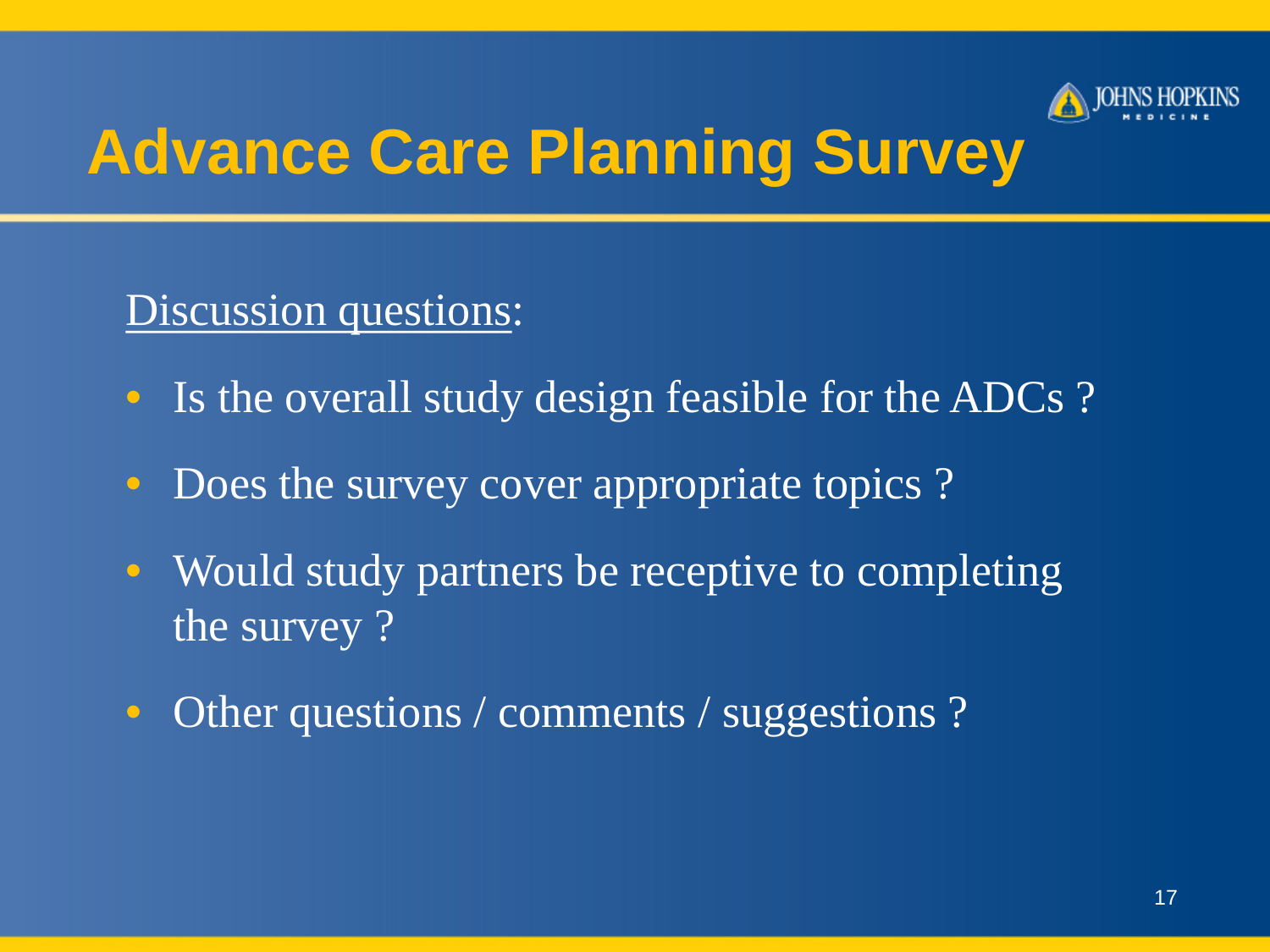# Advance Care Planning Survey

Discussion questions:

- Is the overall study design feasible for the ADCs ?
- Does the survey cover appropriate topics ?
- Would study partners be receptive to completing the survey ?
- Other questions / comments / suggestions ?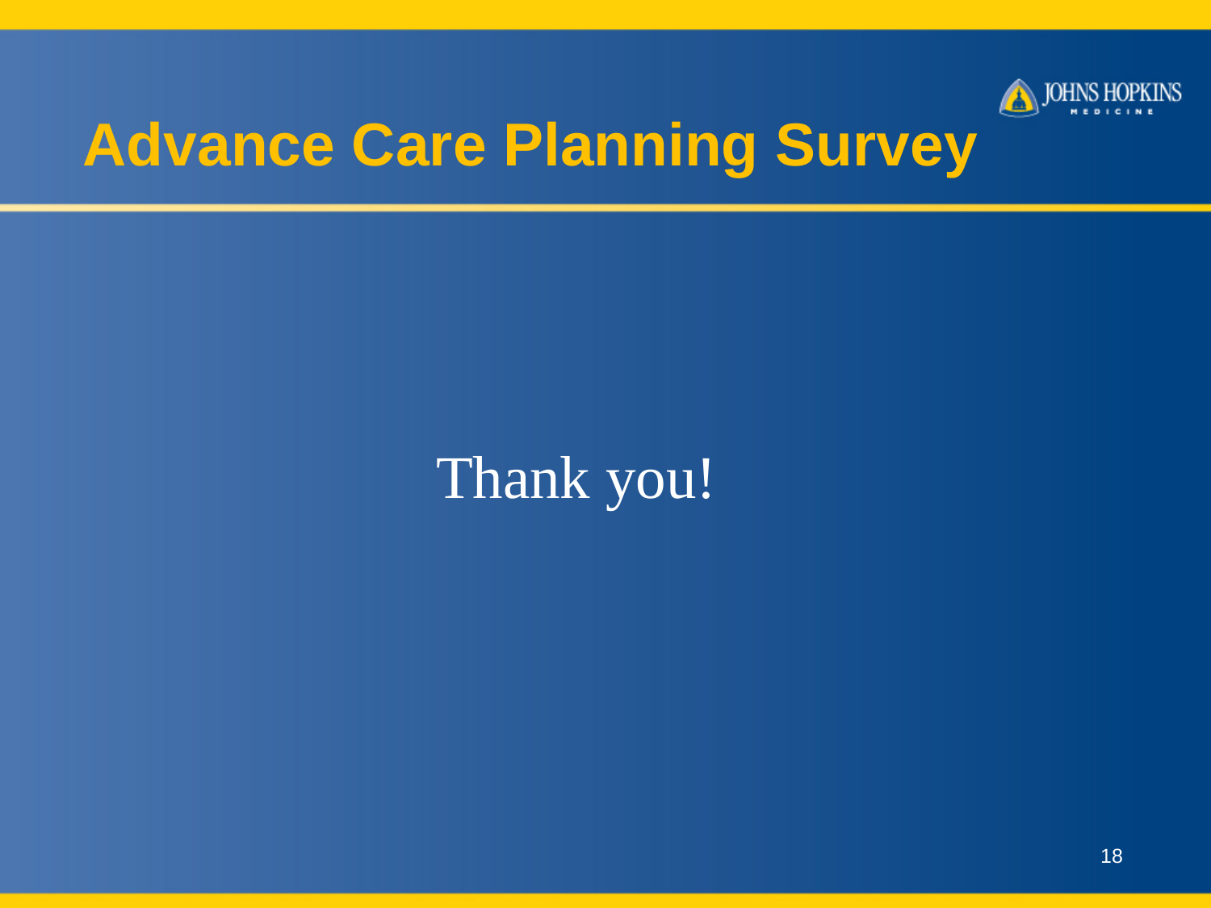# Advance Care Planning Survey

Thank you!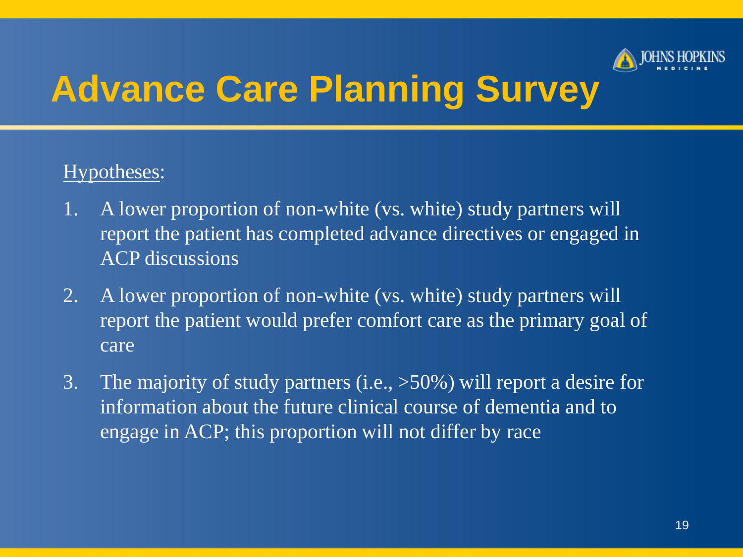# Advance Care Planning Survey

Hypotheses:

1. A lower proportion of non-white (vs. white) study partners will report the patient has completed advance directives or engaged in ACP discussions
2. A lower proportion of non-white (vs. white) study partners will report the patient would prefer comfort care as the primary goal of care
3. The majority of study partners (i.e., >50%) will report a desire for information about the future clinical course of dementia and to engage in ACP; this proportion will not differ by race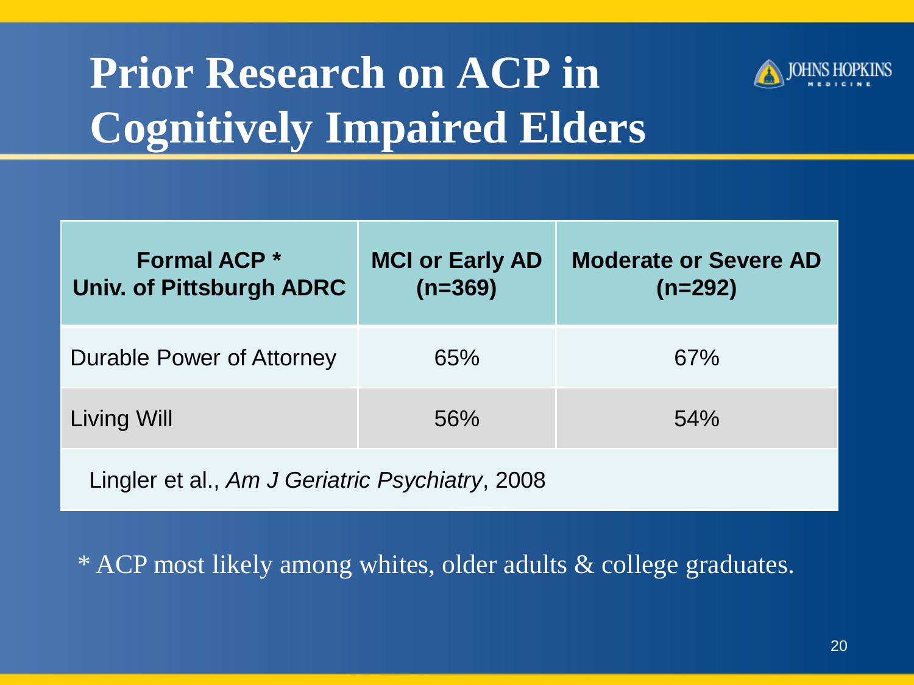# Prior Research on ACP in Cognitively Impaired Elders

| Formal ACP * Univ. of Pittsburgh ADRC | MCI or Early AD (n=369) | Moderate or Severe AD (n=292) |
|---|---|---|
| Durable Power of Attorney | 65% | 67% |
| Living Will | 56% | 54% |
| Lingler et al., *Am J Geriatric Psychiatry*, 2008 | | |

* ACP most likely among whites, older adults & college graduates.